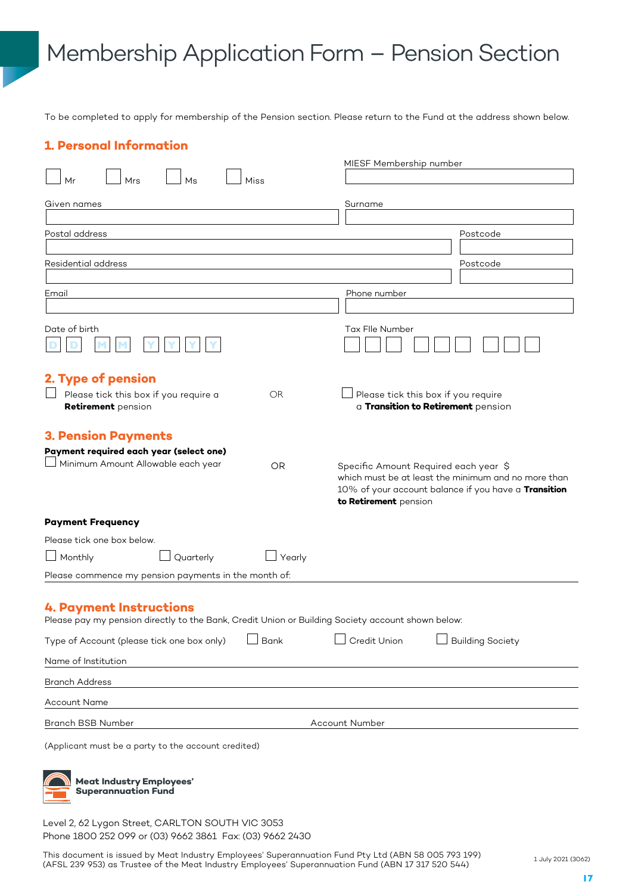# Membership Application Form – Pension Section

To be completed to apply for membership of the Pension section. Please return to the Fund at the address shown below.

## 1. Personal Information

☐ Mr ☐ Mrs ☐ Ms ☐ Miss

MIESF Membership number

Given names

Surname

Postal address

Postcode

Residential address

Postcode

Email

Phone number

Date of birth D D M M Y Y Y Y

Tax FIle Number

## 2. Type of pension

☐ Please tick this box if you require a **Retirement** pension

OR

☐ Please tick this box if you require a **Transition to Retirement** pension

## 3. Pension Payments

**Payment required each year (select one)**

☐ Minimum Amount Allowable each year

OR

Specific Amount Required each year $ which must be at least the minimum and no more than 10% of your account balance if you have a **Transition to Retirement** pension

**Payment Frequency**

Please tick one box below.

☐ Monthly ☐ Quarterly ☐ Yearly

Please commence my pension payments in the month of:

## 4. Payment Instructions

Please pay my pension directly to the Bank, Credit Union or Building Society account shown below:

Type of Account (please tick one box only) ☐ Bank ☐ Credit Union ☐ Building Society

Name of Institution

Branch Address

Account Name

Branch BSB Number

Account Number

(Applicant must be a party to the account credited)

**Meat Industry Employees' Superannuation Fund**

Level 2, 62 Lygon Street, CARLTON SOUTH VIC 3053
Phone 1800 252 099 or (03) 9662 3861 Fax: (03) 9662 2430

This document is issued by Meat Industry Employees' Superannuation Fund Pty Ltd (ABN 58 005 793 199) (AFSL 239 953) as Trustee of the Meat Industry Employees' Superannuation Fund (ABN 17 317 520 544)

1 July 2021 (3062)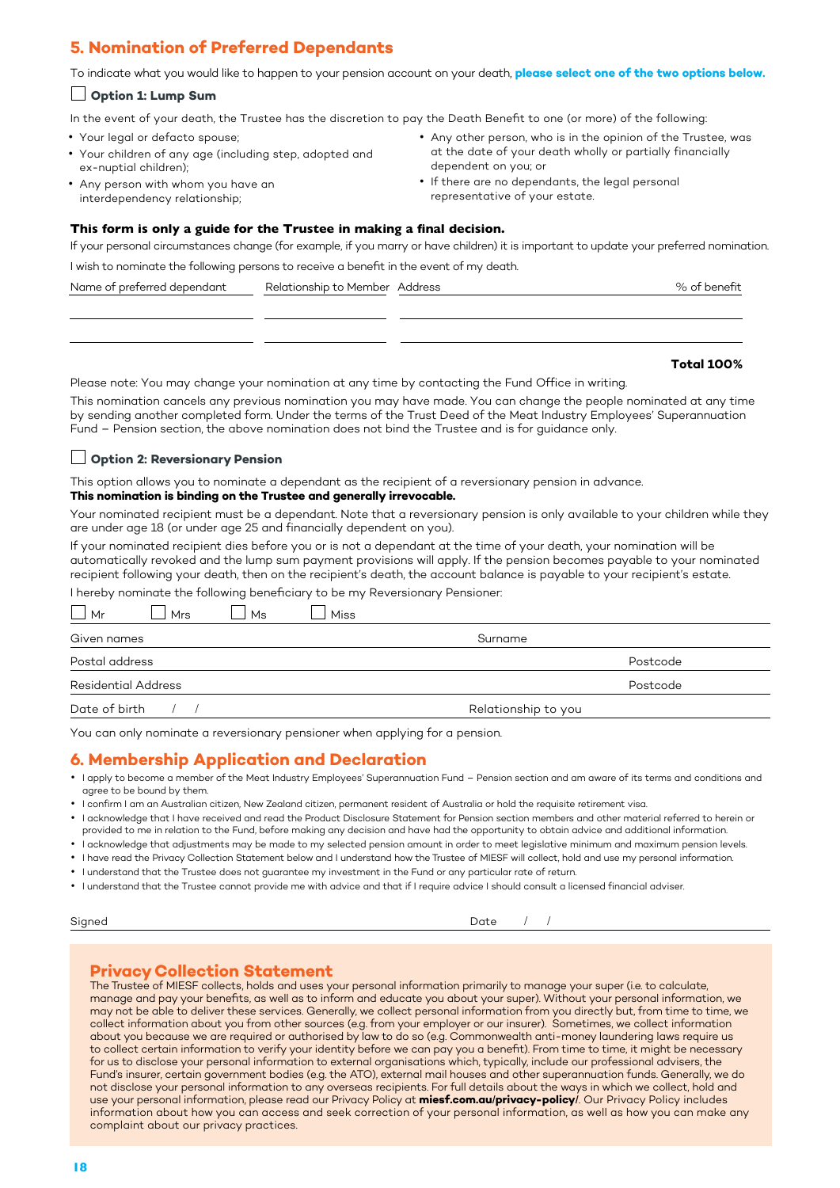## 5. Nomination of Preferred Dependants

To indicate what you would like to happen to your pension account on your death, **please select one of the two options below.**

☐ **Option 1: Lump Sum**

In the event of your death, the Trustee has the discretion to pay the Death Benefit to one (or more) of the following:

- Your legal or defacto spouse;
- Your children of any age (including step, adopted and ex-nuptial children);
- Any person with whom you have an interdependency relationship;
- Any other person, who is in the opinion of the Trustee, was at the date of your death wholly or partially financially dependent on you; or
- If there are no dependants, the legal personal representative of your estate.

**This form is only a guide for the Trustee in making a final decision.**

If your personal circumstances change (for example, if you marry or have children) it is important to update your preferred nomination.

I wish to nominate the following persons to receive a benefit in the event of my death.

| Name of preferred dependant | Relationship to Member | Address | % of benefit |
|---|---|---|---|
| | | | |
| | | | |
| | | | **Total 100%** |

Please note: You may change your nomination at any time by contacting the Fund Office in writing.

This nomination cancels any previous nomination you may have made. You can change the people nominated at any time by sending another completed form. Under the terms of the Trust Deed of the Meat Industry Employees' Superannuation Fund – Pension section, the above nomination does not bind the Trustee and is for guidance only.

☐ **Option 2: Reversionary Pension**

This option allows you to nominate a dependant as the recipient of a reversionary pension in advance.
**This nomination is binding on the Trustee and generally irrevocable.**

Your nominated recipient must be a dependant. Note that a reversionary pension is only available to your children while they are under age 18 (or under age 25 and financially dependent on you).

If your nominated recipient dies before you or is not a dependant at the time of your death, your nomination will be automatically revoked and the lump sum payment provisions will apply. If the pension becomes payable to your nominated recipient following your death, then on the recipient's death, the account balance is payable to your recipient's estate.

I hereby nominate the following beneficiary to be my Reversionary Pensioner:

☐ Mr ☐ Mrs ☐ Ms ☐ Miss

Given names ____________________ Surname ____________________

Postal address ____________________ Postcode __________

Residential Address ____________________ Postcode __________

Date of birth / / Relationship to you ____________________

You can only nominate a reversionary pensioner when applying for a pension.

## 6. Membership Application and Declaration

- I apply to become a member of the Meat Industry Employees' Superannuation Fund – Pension section and am aware of its terms and conditions and agree to be bound by them.
- I confirm I am an Australian citizen, New Zealand citizen, permanent resident of Australia or hold the requisite retirement visa.
- I acknowledge that I have received and read the Product Disclosure Statement for Pension section members and other material referred to herein or provided to me in relation to the Fund, before making any decision and have had the opportunity to obtain advice and additional information.
- I acknowledge that adjustments may be made to my selected pension amount in order to meet legislative minimum and maximum pension levels.
- I have read the Privacy Collection Statement below and I understand how the Trustee of MIESF will collect, hold and use my personal information.
- I understand that the Trustee does not guarantee my investment in the Fund or any particular rate of return.
- I understand that the Trustee cannot provide me with advice and that if I require advice I should consult a licensed financial adviser.

Signed ____________________ Date / /

### Privacy Collection Statement

The Trustee of MIESF collects, holds and uses your personal information primarily to manage your super (i.e. to calculate, manage and pay your benefits, as well as to inform and educate you about your super). Without your personal information, we may not be able to deliver these services. Generally, we collect personal information from you directly but, from time to time, we collect information about you from other sources (e.g. from your employer or our insurer). Sometimes, we collect information about you because we are required or authorised by law to do so (e.g. Commonwealth anti-money laundering laws require us to collect certain information to verify your identity before we can pay you a benefit). From time to time, it might be necessary for us to disclose your personal information to external organisations which, typically, include our professional advisers, the Fund's insurer, certain government bodies (e.g. the ATO), external mail houses and other superannuation funds. Generally, we do not disclose your personal information to any overseas recipients. For full details about the ways in which we collect, hold and use your personal information, please read our Privacy Policy at **miesf.com.au/privacy-policy/**. Our Privacy Policy includes information about how you can access and seek correction of your personal information, as well as how you can make any complaint about our privacy practices.